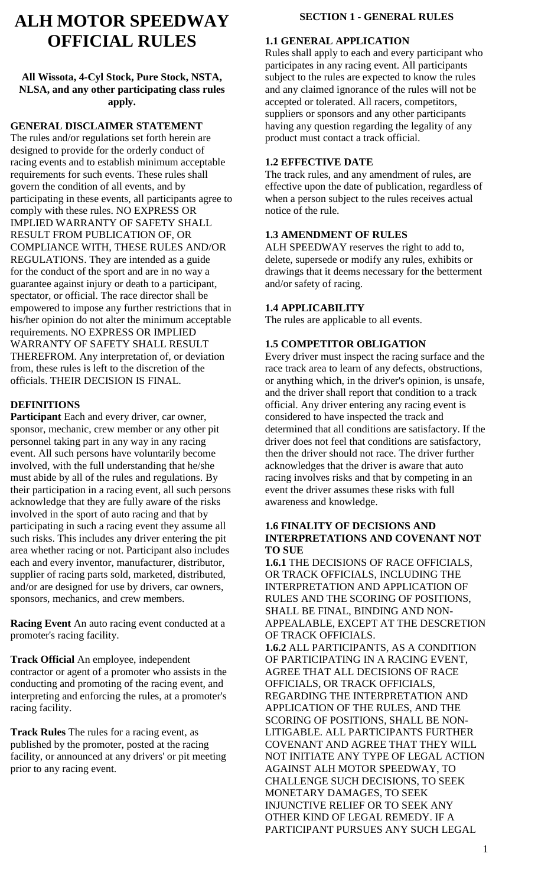# ALH MOTOR SPEEDWAY OFFICIAL RULES

**All Wissota, 4-Cyl Stock, Pure Stock, NSTA, NLSA, and any other participating class rules apply.**

## GENERAL DISCLAIMER STATEMENT

The rules and/or regulations set forth herein are designed to provide for the orderly conduct of racing events and to establish minimum acceptable requirements for such events. These rules shall govern the condition of all events, and by participating in these events, all participants agree to comply with these rules. NO EXPRESS OR IMPLIED WARRANTY OF SAFETY SHALL RESULT FROM PUBLICATION OF, OR COMPLIANCE WITH, THESE RULES AND/OR REGULATIONS. They are intended as a guide for the conduct of the sport and are in no way a guarantee against injury or death to a participant, spectator, or official. The race director shall be empowered to impose any further restrictions that in his/her opinion do not alter the minimum acceptable requirements. NO EXPRESS OR IMPLIED WARRANTY OF SAFETY SHALL RESULT THEREFROM. Any interpretation of, or deviation from, these rules is left to the discretion of the officials. THEIR DECISION IS FINAL.

## DEFINITIONS

**Participant** Each and every driver, car owner, sponsor, mechanic, crew member or any other pit personnel taking part in any way in any racing event. All such persons have voluntarily become involved, with the full understanding that he/she must abide by all of the rules and regulations. By their participation in a racing event, all such persons acknowledge that they are fully aware of the risks involved in the sport of auto racing and that by participating in such a racing event they assume all such risks. This includes any driver entering the pit area whether racing or not. Participant also includes each and every inventor, manufacturer, distributor, supplier of racing parts sold, marketed, distributed, and/or are designed for use by drivers, car owners, sponsors, mechanics, and crew members.

**Racing Event** An auto racing event conducted at a promoter's racing facility.

**Track Official** An employee, independent contractor or agent of a promoter who assists in the conducting and promoting of the racing event, and interpreting and enforcing the rules, at a promoter's racing facility.

**Track Rules** The rules for a racing event, as published by the promoter, posted at the racing facility, or announced at any drivers' or pit meeting prior to any racing event.

## SECTION 1 - GENERAL RULES

### 1.1 GENERAL APPLICATION

Rules shall apply to each and every participant who participates in any racing event. All participants subject to the rules are expected to know the rules and any claimed ignorance of the rules will not be accepted or tolerated. All racers, competitors, suppliers or sponsors and any other participants having any question regarding the legality of any product must contact a track official.

### 1.2 EFFECTIVE DATE

The track rules, and any amendment of rules, are effective upon the date of publication, regardless of when a person subject to the rules receives actual notice of the rule.

### 1.3 AMENDMENT OF RULES

ALH SPEEDWAY reserves the right to add to, delete, supersede or modify any rules, exhibits or drawings that it deems necessary for the betterment and/or safety of racing.

### 1.4 APPLICABILITY

The rules are applicable to all events.

### 1.5 COMPETITOR OBLIGATION

Every driver must inspect the racing surface and the race track area to learn of any defects, obstructions, or anything which, in the driver's opinion, is unsafe, and the driver shall report that condition to a track official. Any driver entering any racing event is considered to have inspected the track and determined that all conditions are satisfactory. If the driver does not feel that conditions are satisfactory, then the driver should not race. The driver further acknowledges that the driver is aware that auto racing involves risks and that by competing in an event the driver assumes these risks with full awareness and knowledge.

### 1.6 FINALITY OF DECISIONS AND INTERPRETATIONS AND COVENANT NOT TO SUE

**1.6.1** THE DECISIONS OF RACE OFFICIALS, OR TRACK OFFICIALS, INCLUDING THE INTERPRETATION AND APPLICATION OF RULES AND THE SCORING OF POSITIONS, SHALL BE FINAL, BINDING AND NON-APPEALABLE, EXCEPT AT THE DESCRETION OF TRACK OFFICIALS.

**1.6.2** ALL PARTICIPANTS, AS A CONDITION OF PARTICIPATING IN A RACING EVENT, AGREE THAT ALL DECISIONS OF RACE OFFICIALS, OR TRACK OFFICIALS, REGARDING THE INTERPRETATION AND APPLICATION OF THE RULES, AND THE SCORING OF POSITIONS, SHALL BE NON-LITIGABLE. ALL PARTICIPANTS FURTHER COVENANT AND AGREE THAT THEY WILL NOT INITIATE ANY TYPE OF LEGAL ACTION AGAINST ALH MOTOR SPEEDWAY, TO CHALLENGE SUCH DECISIONS, TO SEEK MONETARY DAMAGES, TO SEEK INJUNCTIVE RELIEF OR TO SEEK ANY OTHER KIND OF LEGAL REMEDY. IF A PARTICIPANT PURSUES ANY SUCH LEGAL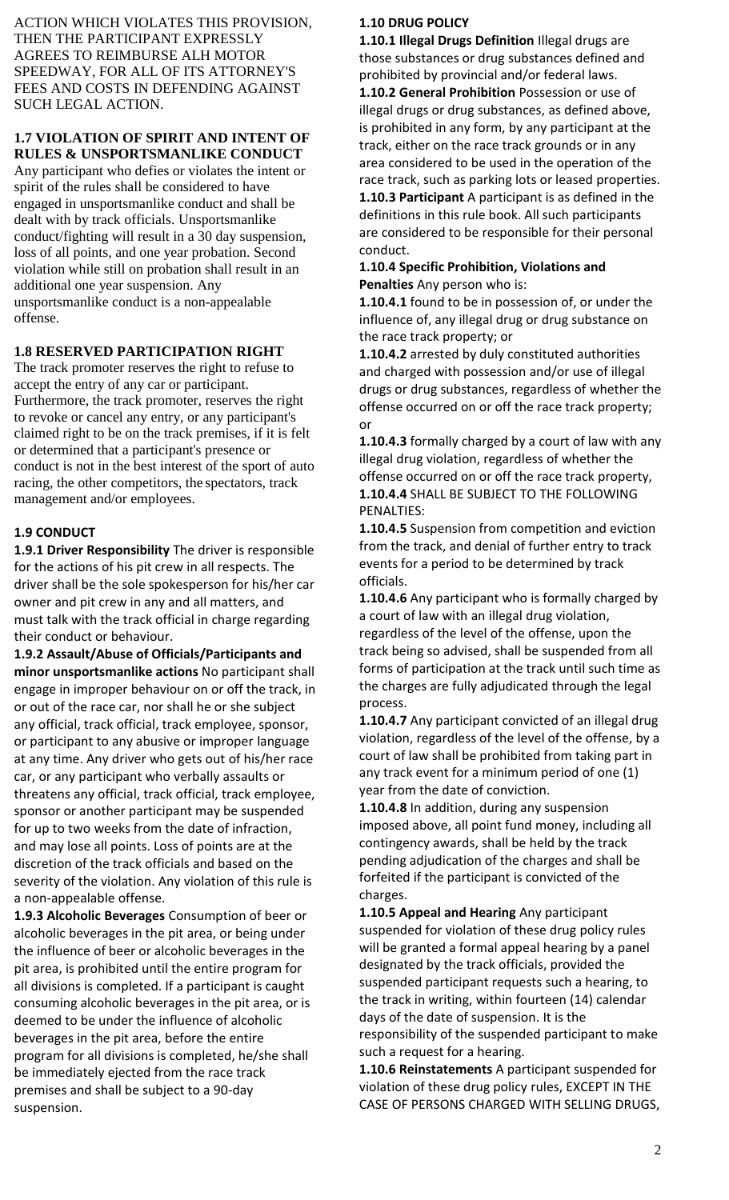ACTION WHICH VIOLATES THIS PROVISION, THEN THE PARTICIPANT EXPRESSLY AGREES TO REIMBURSE ALH MOTOR SPEEDWAY, FOR ALL OF ITS ATTORNEY'S FEES AND COSTS IN DEFENDING AGAINST SUCH LEGAL ACTION.

### 1.7 VIOLATION OF SPIRIT AND INTENT OF RULES & UNSPORTSMANLIKE CONDUCT

Any participant who defies or violates the intent or spirit of the rules shall be considered to have engaged in unsportsmanlike conduct and shall be dealt with by track officials. Unsportsmanlike conduct/fighting will result in a 30 day suspension, loss of all points, and one year probation. Second violation while still on probation shall result in an additional one year suspension. Any unsportsmanlike conduct is a non-appealable offense.

### 1.8 RESERVED PARTICIPATION RIGHT

The track promoter reserves the right to refuse to accept the entry of any car or participant. Furthermore, the track promoter, reserves the right to revoke or cancel any entry, or any participant's claimed right to be on the track premises, if it is felt or determined that a participant's presence or conduct is not in the best interest of the sport of auto racing, the other competitors, the spectators, track management and/or employees.

### 1.9 CONDUCT

**1.9.1 Driver Responsibility** The driver is responsible for the actions of his pit crew in all respects. The driver shall be the sole spokesperson for his/her car owner and pit crew in any and all matters, and must talk with the track official in charge regarding their conduct or behaviour.

**1.9.2 Assault/Abuse of Officials/Participants and minor unsportsmanlike actions** No participant shall engage in improper behaviour on or off the track, in or out of the race car, nor shall he or she subject any official, track official, track employee, sponsor, or participant to any abusive or improper language at any time. Any driver who gets out of his/her race car, or any participant who verbally assaults or threatens any official, track official, track employee, sponsor or another participant may be suspended for up to two weeks from the date of infraction, and may lose all points. Loss of points are at the discretion of the track officials and based on the severity of the violation. Any violation of this rule is a non-appealable offense.

**1.9.3 Alcoholic Beverages** Consumption of beer or alcoholic beverages in the pit area, or being under the influence of beer or alcoholic beverages in the pit area, is prohibited until the entire program for all divisions is completed. If a participant is caught consuming alcoholic beverages in the pit area, or is deemed to be under the influence of alcoholic beverages in the pit area, before the entire program for all divisions is completed, he/she shall be immediately ejected from the race track premises and shall be subject to a 90-day suspension.

### 1.10 DRUG POLICY

**1.10.1 Illegal Drugs Definition** Illegal drugs are those substances or drug substances defined and prohibited by provincial and/or federal laws.

**1.10.2 General Prohibition** Possession or use of illegal drugs or drug substances, as defined above, is prohibited in any form, by any participant at the track, either on the race track grounds or in any area considered to be used in the operation of the race track, such as parking lots or leased properties.

**1.10.3 Participant** A participant is as defined in the definitions in this rule book. All such participants are considered to be responsible for their personal conduct.

**1.10.4 Specific Prohibition, Violations and Penalties** Any person who is:

**1.10.4.1** found to be in possession of, or under the influence of, any illegal drug or drug substance on the race track property; or

**1.10.4.2** arrested by duly constituted authorities and charged with possession and/or use of illegal drugs or drug substances, regardless of whether the offense occurred on or off the race track property; or

**1.10.4.3** formally charged by a court of law with any illegal drug violation, regardless of whether the offense occurred on or off the race track property,

**1.10.4.4** SHALL BE SUBJECT TO THE FOLLOWING PENALTIES:

**1.10.4.5** Suspension from competition and eviction from the track, and denial of further entry to track events for a period to be determined by track officials.

**1.10.4.6** Any participant who is formally charged by a court of law with an illegal drug violation, regardless of the level of the offense, upon the track being so advised, shall be suspended from all forms of participation at the track until such time as the charges are fully adjudicated through the legal process.

**1.10.4.7** Any participant convicted of an illegal drug violation, regardless of the level of the offense, by a court of law shall be prohibited from taking part in any track event for a minimum period of one (1) year from the date of conviction.

**1.10.4.8** In addition, during any suspension imposed above, all point fund money, including all contingency awards, shall be held by the track pending adjudication of the charges and shall be forfeited if the participant is convicted of the charges.

**1.10.5 Appeal and Hearing** Any participant suspended for violation of these drug policy rules will be granted a formal appeal hearing by a panel designated by the track officials, provided the suspended participant requests such a hearing, to the track in writing, within fourteen (14) calendar days of the date of suspension. It is the responsibility of the suspended participant to make such a request for a hearing.

**1.10.6 Reinstatements** A participant suspended for violation of these drug policy rules, EXCEPT IN THE CASE OF PERSONS CHARGED WITH SELLING DRUGS,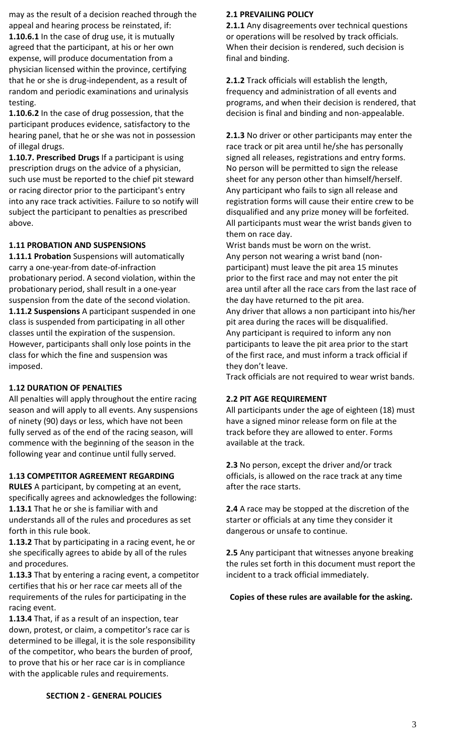may as the result of a decision reached through the appeal and hearing process be reinstated, if:

**1.10.6.1** In the case of drug use, it is mutually agreed that the participant, at his or her own expense, will produce documentation from a physician licensed within the province, certifying that he or she is drug-independent, as a result of random and periodic examinations and urinalysis testing.

**1.10.6.2** In the case of drug possession, that the participant produces evidence, satisfactory to the hearing panel, that he or she was not in possession of illegal drugs.

**1.10.7. Prescribed Drugs** If a participant is using prescription drugs on the advice of a physician, such use must be reported to the chief pit steward or racing director prior to the participant's entry into any race track activities. Failure to so notify will subject the participant to penalties as prescribed above.

**1.11 PROBATION AND SUSPENSIONS**

**1.11.1 Probation** Suspensions will automatically carry a one-year-from date-of-infraction probationary period. A second violation, within the probationary period, shall result in a one-year suspension from the date of the second violation.

**1.11.2 Suspensions** A participant suspended in one class is suspended from participating in all other classes until the expiration of the suspension. However, participants shall only lose points in the class for which the fine and suspension was imposed.

**1.12 DURATION OF PENALTIES**

All penalties will apply throughout the entire racing season and will apply to all events. Any suspensions of ninety (90) days or less, which have not been fully served as of the end of the racing season, will commence with the beginning of the season in the following year and continue until fully served.

**1.13 COMPETITOR AGREEMENT REGARDING RULES** A participant, by competing at an event, specifically agrees and acknowledges the following:

**1.13.1** That he or she is familiar with and understands all of the rules and procedures as set forth in this rule book.

**1.13.2** That by participating in a racing event, he or she specifically agrees to abide by all of the rules and procedures.

**1.13.3** That by entering a racing event, a competitor certifies that his or her race car meets all of the requirements of the rules for participating in the racing event.

**1.13.4** That, if as a result of an inspection, tear down, protest, or claim, a competitor's race car is determined to be illegal, it is the sole responsibility of the competitor, who bears the burden of proof, to prove that his or her race car is in compliance with the applicable rules and requirements.

## SECTION 2 - GENERAL POLICIES

**2.1 PREVAILING POLICY**

**2.1.1** Any disagreements over technical questions or operations will be resolved by track officials. When their decision is rendered, such decision is final and binding.

**2.1.2** Track officials will establish the length, frequency and administration of all events and programs, and when their decision is rendered, that decision is final and binding and non-appealable.

**2.1.3** No driver or other participants may enter the race track or pit area until he/she has personally signed all releases, registrations and entry forms. No person will be permitted to sign the release sheet for any person other than himself/herself. Any participant who fails to sign all release and registration forms will cause their entire crew to be disqualified and any prize money will be forfeited. All participants must wear the wrist bands given to them on race day.

Wrist bands must be worn on the wrist.

Any person not wearing a wrist band (non-participant) must leave the pit area 15 minutes prior to the first race and may not enter the pit area until after all the race cars from the last race of the day have returned to the pit area.

Any driver that allows a non participant into his/her pit area during the races will be disqualified.

Any participant is required to inform any non participants to leave the pit area prior to the start of the first race, and must inform a track official if they don't leave.

Track officials are not required to wear wrist bands.

**2.2 PIT AGE REQUIREMENT**

All participants under the age of eighteen (18) must have a signed minor release form on file at the track before they are allowed to enter. Forms available at the track.

**2.3** No person, except the driver and/or track officials, is allowed on the race track at any time after the race starts.

**2.4** A race may be stopped at the discretion of the starter or officials at any time they consider it dangerous or unsafe to continue.

**2.5** Any participant that witnesses anyone breaking the rules set forth in this document must report the incident to a track official immediately.

**Copies of these rules are available for the asking.**